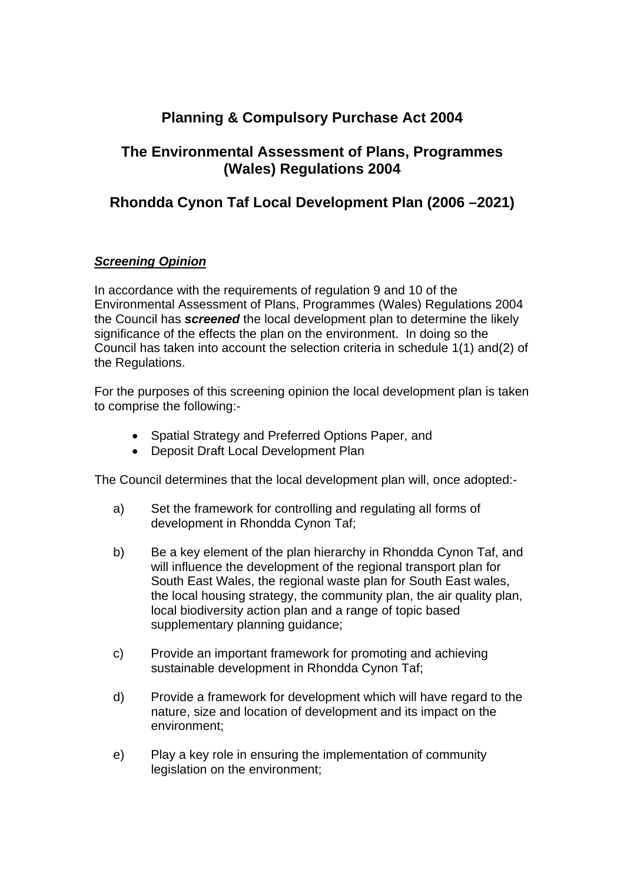# Planning & Compulsory Purchase Act 2004

# The Environmental Assessment of Plans, Programmes (Wales) Regulations 2004

# Rhondda Cynon Taf Local Development Plan (2006 –2021)

***Screening Opinion***

In accordance with the requirements of regulation 9 and 10 of the Environmental Assessment of Plans, Programmes (Wales) Regulations 2004 the Council has ***screened*** the local development plan to determine the likely significance of the effects the plan on the environment. In doing so the Council has taken into account the selection criteria in schedule 1(1) and(2) of the Regulations.

For the purposes of this screening opinion the local development plan is taken to comprise the following:-

- Spatial Strategy and Preferred Options Paper, and
- Deposit Draft Local Development Plan

The Council determines that the local development plan will, once adopted:-

a) Set the framework for controlling and regulating all forms of development in Rhondda Cynon Taf;

b) Be a key element of the plan hierarchy in Rhondda Cynon Taf, and will influence the development of the regional transport plan for South East Wales, the regional waste plan for South East wales, the local housing strategy, the community plan, the air quality plan, local biodiversity action plan and a range of topic based supplementary planning guidance;

c) Provide an important framework for promoting and achieving sustainable development in Rhondda Cynon Taf;

d) Provide a framework for development which will have regard to the nature, size and location of development and its impact on the environment;

e) Play a key role in ensuring the implementation of community legislation on the environment;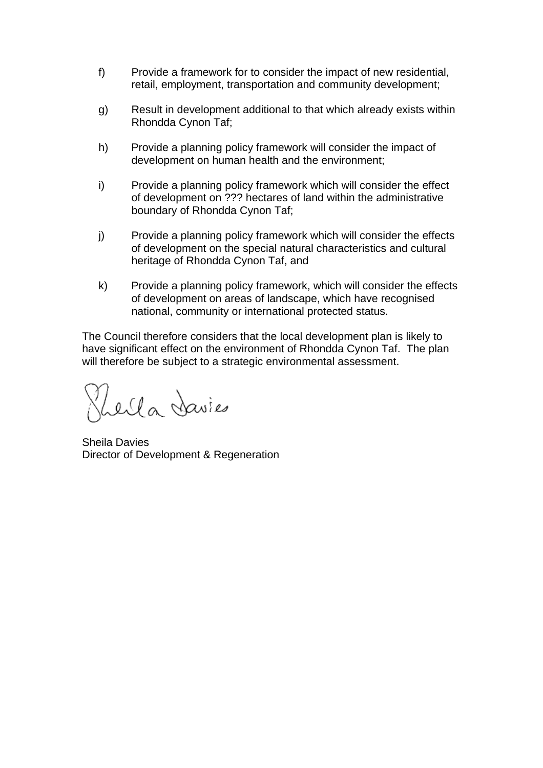f) Provide a framework for to consider the impact of new residential, retail, employment, transportation and community development;

g) Result in development additional to that which already exists within Rhondda Cynon Taf;

h) Provide a planning policy framework will consider the impact of development on human health and the environment;

i) Provide a planning policy framework which will consider the effect of development on ??? hectares of land within the administrative boundary of Rhondda Cynon Taf;

j) Provide a planning policy framework which will consider the effects of development on the special natural characteristics and cultural heritage of Rhondda Cynon Taf, and

k) Provide a planning policy framework, which will consider the effects of development on areas of landscape, which have recognised national, community or international protected status.

The Council therefore considers that the local development plan is likely to have significant effect on the environment of Rhondda Cynon Taf. The plan will therefore be subject to a strategic environmental assessment.

Sheila Davies

Sheila Davies
Director of Development & Regeneration